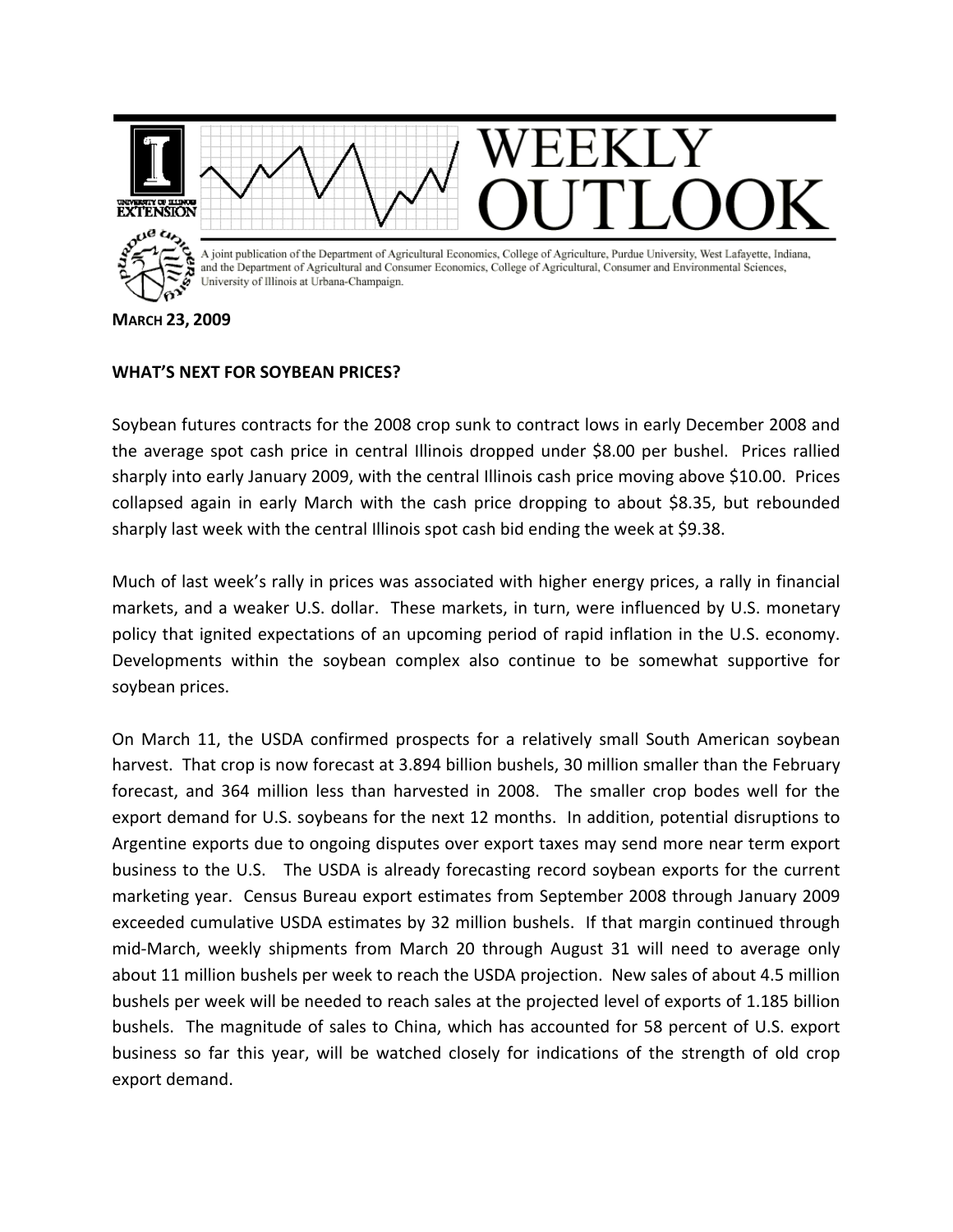# WEEKLY OUTLOOK

A joint publication of the Department of Agricultural Economics, College of Agriculture, Purdue University, West Lafayette, Indiana, and the Department of Agricultural and Consumer Economics, College of Agricultural, Consumer and Environmental Sciences, University of Illinois at Urbana-Champaign.

**MARCH 23, 2009**

## WHAT'S NEXT FOR SOYBEAN PRICES?

Soybean futures contracts for the 2008 crop sunk to contract lows in early December 2008 and the average spot cash price in central Illinois dropped under $8.00 per bushel. Prices rallied sharply into early January 2009, with the central Illinois cash price moving above $10.00. Prices collapsed again in early March with the cash price dropping to about $8.35, but rebounded sharply last week with the central Illinois spot cash bid ending the week at $9.38.

Much of last week's rally in prices was associated with higher energy prices, a rally in financial markets, and a weaker U.S. dollar. These markets, in turn, were influenced by U.S. monetary policy that ignited expectations of an upcoming period of rapid inflation in the U.S. economy. Developments within the soybean complex also continue to be somewhat supportive for soybean prices.

On March 11, the USDA confirmed prospects for a relatively small South American soybean harvest. That crop is now forecast at 3.894 billion bushels, 30 million smaller than the February forecast, and 364 million less than harvested in 2008. The smaller crop bodes well for the export demand for U.S. soybeans for the next 12 months. In addition, potential disruptions to Argentine exports due to ongoing disputes over export taxes may send more near term export business to the U.S. The USDA is already forecasting record soybean exports for the current marketing year. Census Bureau export estimates from September 2008 through January 2009 exceeded cumulative USDA estimates by 32 million bushels. If that margin continued through mid-March, weekly shipments from March 20 through August 31 will need to average only about 11 million bushels per week to reach the USDA projection. New sales of about 4.5 million bushels per week will be needed to reach sales at the projected level of exports of 1.185 billion bushels. The magnitude of sales to China, which has accounted for 58 percent of U.S. export business so far this year, will be watched closely for indications of the strength of old crop export demand.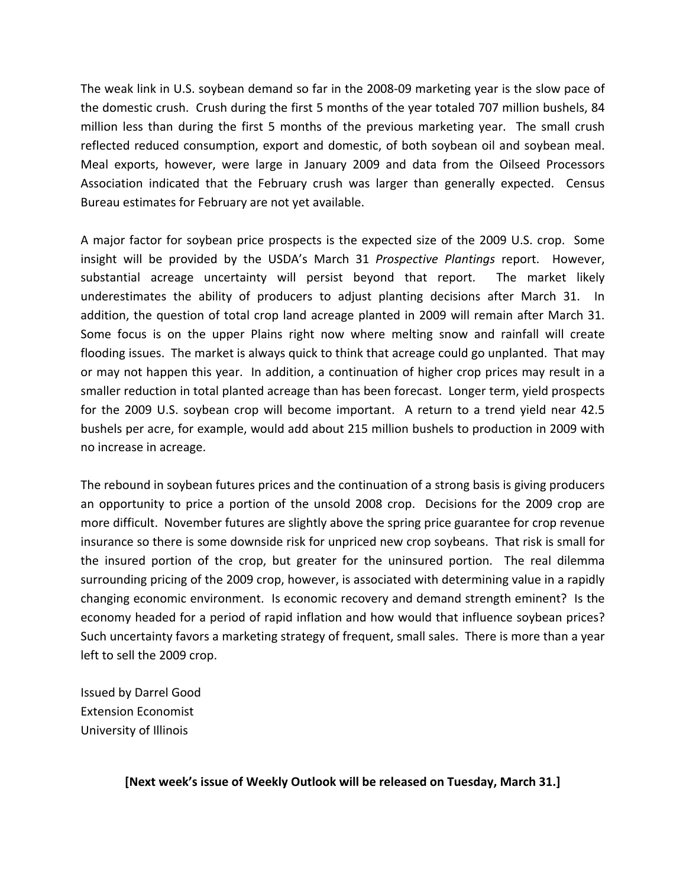The weak link in U.S. soybean demand so far in the 2008-09 marketing year is the slow pace of the domestic crush. Crush during the first 5 months of the year totaled 707 million bushels, 84 million less than during the first 5 months of the previous marketing year. The small crush reflected reduced consumption, export and domestic, of both soybean oil and soybean meal. Meal exports, however, were large in January 2009 and data from the Oilseed Processors Association indicated that the February crush was larger than generally expected. Census Bureau estimates for February are not yet available.

A major factor for soybean price prospects is the expected size of the 2009 U.S. crop. Some insight will be provided by the USDA's March 31 *Prospective Plantings* report. However, substantial acreage uncertainty will persist beyond that report. The market likely underestimates the ability of producers to adjust planting decisions after March 31. In addition, the question of total crop land acreage planted in 2009 will remain after March 31. Some focus is on the upper Plains right now where melting snow and rainfall will create flooding issues. The market is always quick to think that acreage could go unplanted. That may or may not happen this year. In addition, a continuation of higher crop prices may result in a smaller reduction in total planted acreage than has been forecast. Longer term, yield prospects for the 2009 U.S. soybean crop will become important. A return to a trend yield near 42.5 bushels per acre, for example, would add about 215 million bushels to production in 2009 with no increase in acreage.

The rebound in soybean futures prices and the continuation of a strong basis is giving producers an opportunity to price a portion of the unsold 2008 crop. Decisions for the 2009 crop are more difficult. November futures are slightly above the spring price guarantee for crop revenue insurance so there is some downside risk for unpriced new crop soybeans. That risk is small for the insured portion of the crop, but greater for the uninsured portion. The real dilemma surrounding pricing of the 2009 crop, however, is associated with determining value in a rapidly changing economic environment. Is economic recovery and demand strength eminent? Is the economy headed for a period of rapid inflation and how would that influence soybean prices? Such uncertainty favors a marketing strategy of frequent, small sales. There is more than a year left to sell the 2009 crop.

Issued by Darrel Good
Extension Economist
University of Illinois

**[Next week's issue of Weekly Outlook will be released on Tuesday, March 31.]**